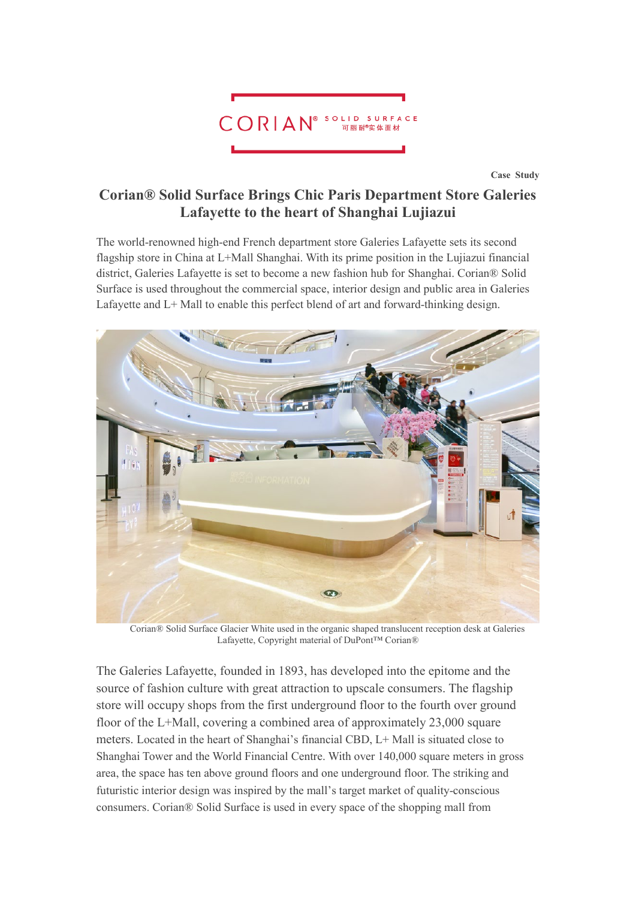CORIAN® SOLID SURFACE 可丽耐®实体面材

**Case Study**

# Corian® Solid Surface Brings Chic Paris Department Store Galeries Lafayette to the heart of Shanghai Lujiazui

The world-renowned high-end French department store Galeries Lafayette sets its second flagship store in China at L+Mall Shanghai. With its prime position in the Lujiazui financial district, Galeries Lafayette is set to become a new fashion hub for Shanghai. Corian® Solid Surface is used throughout the commercial space, interior design and public area in Galeries Lafayette and L+ Mall to enable this perfect blend of art and forward-thinking design.

Corian® Solid Surface Glacier White used in the organic shaped translucent reception desk at Galeries Lafayette, Copyright material of DuPont™ Corian®

The Galeries Lafayette, founded in 1893, has developed into the epitome and the source of fashion culture with great attraction to upscale consumers. The flagship store will occupy shops from the first underground floor to the fourth over ground floor of the L+Mall, covering a combined area of approximately 23,000 square meters. Located in the heart of Shanghai's financial CBD, L+ Mall is situated close to Shanghai Tower and the World Financial Centre. With over 140,000 square meters in gross area, the space has ten above ground floors and one underground floor. The striking and futuristic interior design was inspired by the mall's target market of quality-conscious consumers. Corian® Solid Surface is used in every space of the shopping mall from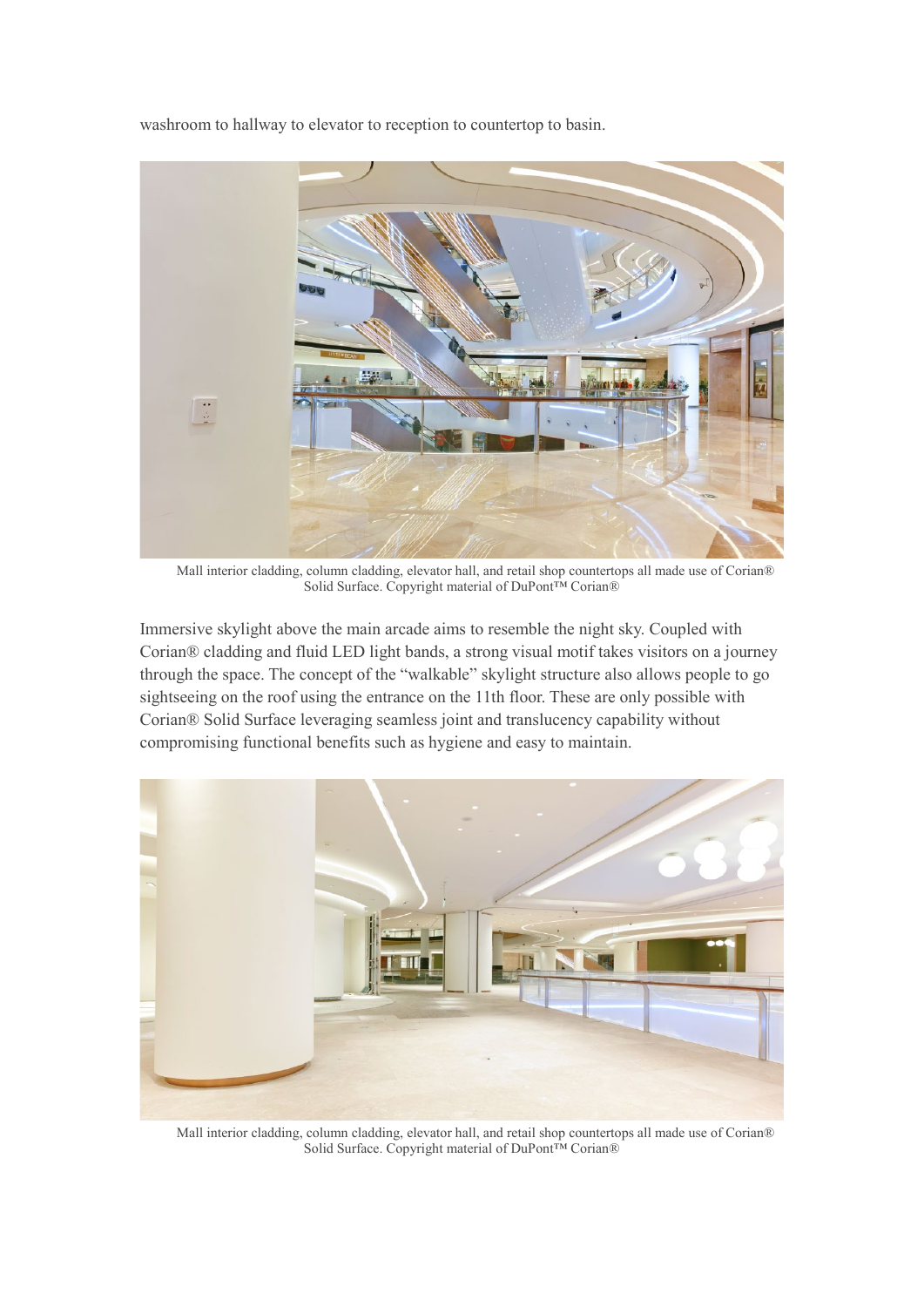washroom to hallway to elevator to reception to countertop to basin.

Mall interior cladding, column cladding, elevator hall, and retail shop countertops all made use of Corian® Solid Surface. Copyright material of DuPont™ Corian®

Immersive skylight above the main arcade aims to resemble the night sky. Coupled with Corian® cladding and fluid LED light bands, a strong visual motif takes visitors on a journey through the space. The concept of the "walkable" skylight structure also allows people to go sightseeing on the roof using the entrance on the 11th floor. These are only possible with Corian® Solid Surface leveraging seamless joint and translucency capability without compromising functional benefits such as hygiene and easy to maintain.

Mall interior cladding, column cladding, elevator hall, and retail shop countertops all made use of Corian® Solid Surface. Copyright material of DuPont™ Corian®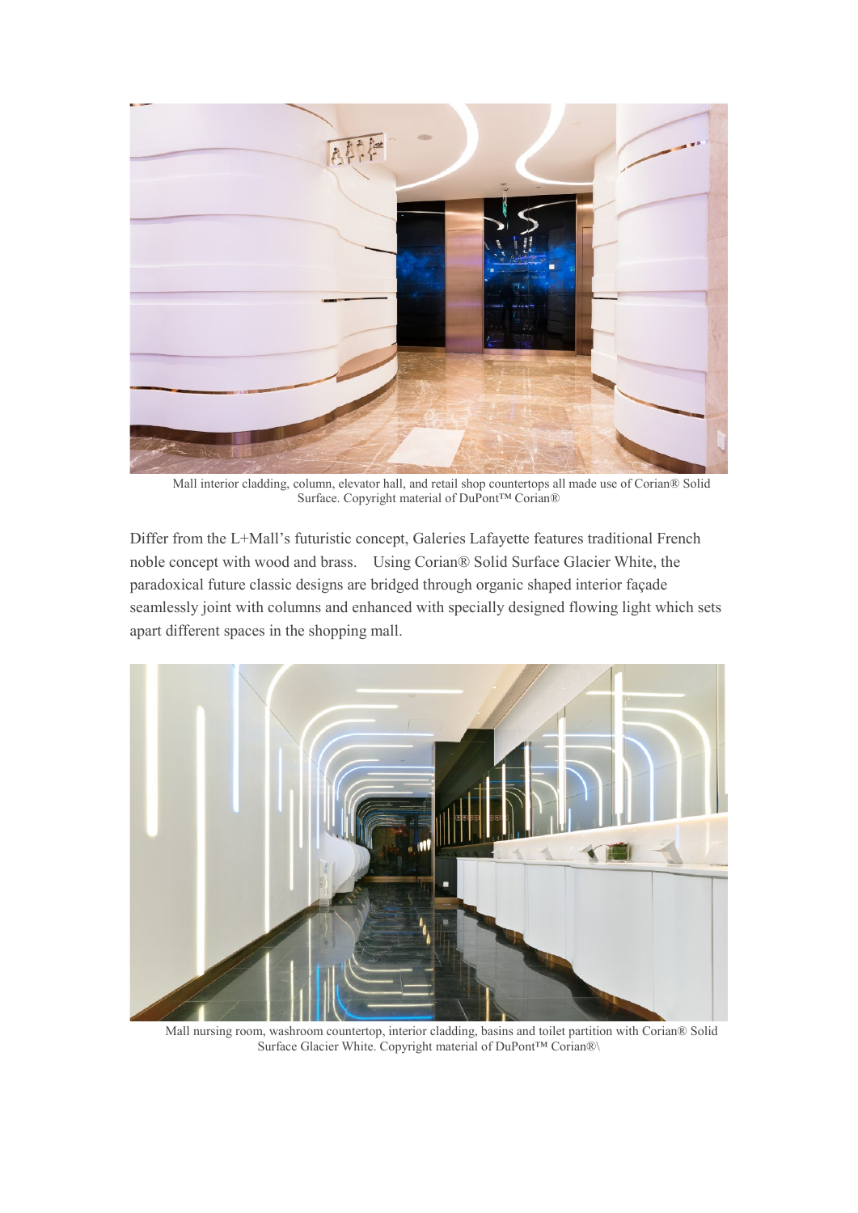Mall interior cladding, column, elevator hall, and retail shop countertops all made use of Corian® Solid Surface. Copyright material of DuPont™ Corian®

Differ from the L+Mall's futuristic concept, Galeries Lafayette features traditional French noble concept with wood and brass. Using Corian® Solid Surface Glacier White, the paradoxical future classic designs are bridged through organic shaped interior façade seamlessly joint with columns and enhanced with specially designed flowing light which sets apart different spaces in the shopping mall.

Mall nursing room, washroom countertop, interior cladding, basins and toilet partition with Corian® Solid Surface Glacier White. Copyright material of DuPont™ Corian®\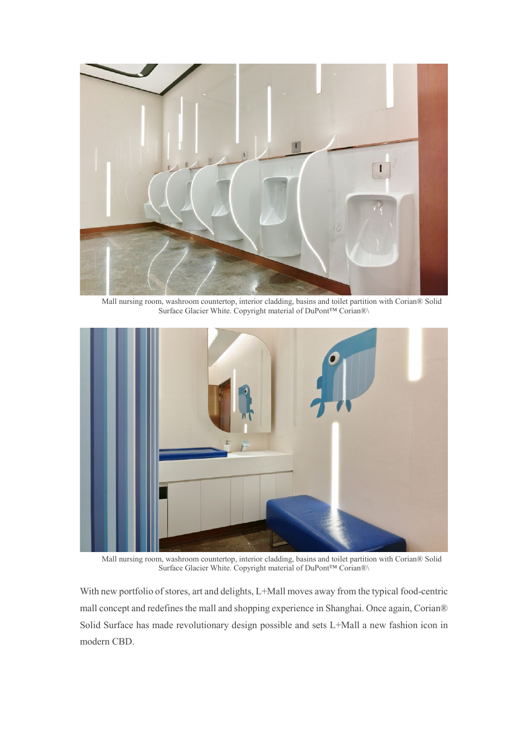Mall nursing room, washroom countertop, interior cladding, basins and toilet partition with Corian® Solid Surface Glacier White. Copyright material of DuPont™ Corian®\

Mall nursing room, washroom countertop, interior cladding, basins and toilet partition with Corian® Solid Surface Glacier White. Copyright material of DuPont™ Corian®\

With new portfolio of stores, art and delights, L+Mall moves away from the typical food-centric mall concept and redefines the mall and shopping experience in Shanghai. Once again, Corian® Solid Surface has made revolutionary design possible and sets L+Mall a new fashion icon in modern CBD.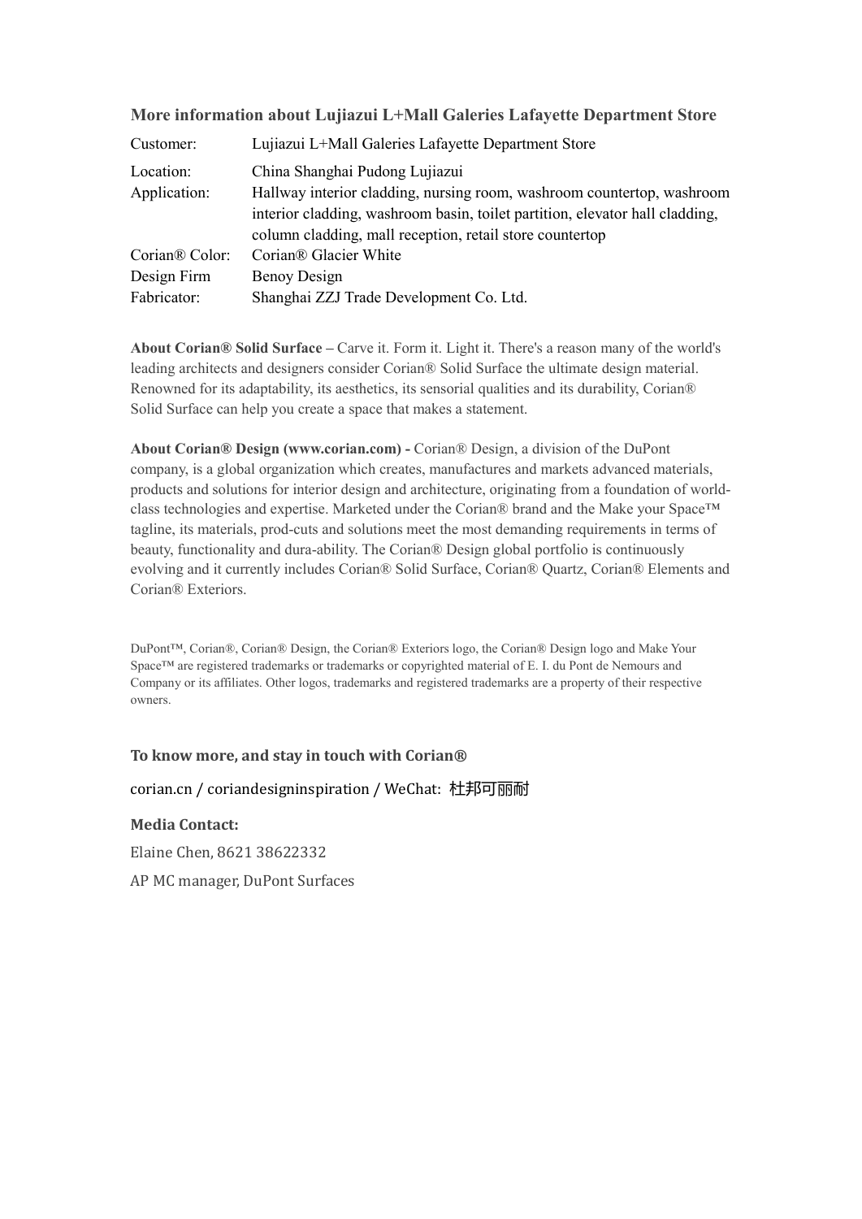### More information about Lujiazui L+Mall Galeries Lafayette Department Store

| | |
|---|---|
| Customer: | Lujiazui L+Mall Galeries Lafayette Department Store |
| Location: | China Shanghai Pudong Lujiazui |
| Application: | Hallway interior cladding, nursing room, washroom countertop, washroom interior cladding, washroom basin, toilet partition, elevator hall cladding, column cladding, mall reception, retail store countertop |
| Corian® Color: | Corian® Glacier White |
| Design Firm | Benoy Design |
| Fabricator: | Shanghai ZZJ Trade Development Co. Ltd. |

**About Corian® Solid Surface –** Carve it. Form it. Light it. There's a reason many of the world's leading architects and designers consider Corian® Solid Surface the ultimate design material. Renowned for its adaptability, its aesthetics, its sensorial qualities and its durability, Corian® Solid Surface can help you create a space that makes a statement.

**About Corian® Design (www.corian.com) -** Corian® Design, a division of the DuPont company, is a global organization which creates, manufactures and markets advanced materials, products and solutions for interior design and architecture, originating from a foundation of world-class technologies and expertise. Marketed under the Corian® brand and the Make your Space™ tagline, its materials, prod-cuts and solutions meet the most demanding requirements in terms of beauty, functionality and dura-ability. The Corian® Design global portfolio is continuously evolving and it currently includes Corian® Solid Surface, Corian® Quartz, Corian® Elements and Corian® Exteriors.

DuPont™, Corian®, Corian® Design, the Corian® Exteriors logo, the Corian® Design logo and Make Your Space™ are registered trademarks or trademarks or copyrighted material of E. I. du Pont de Nemours and Company or its affiliates. Other logos, trademarks and registered trademarks are a property of their respective owners.

**To know more, and stay in touch with Corian®**

corian.cn / coriandesigninspiration / WeChat: 杜邦可丽耐

**Media Contact:**

Elaine Chen, 8621 38622332

AP MC manager, DuPont Surfaces